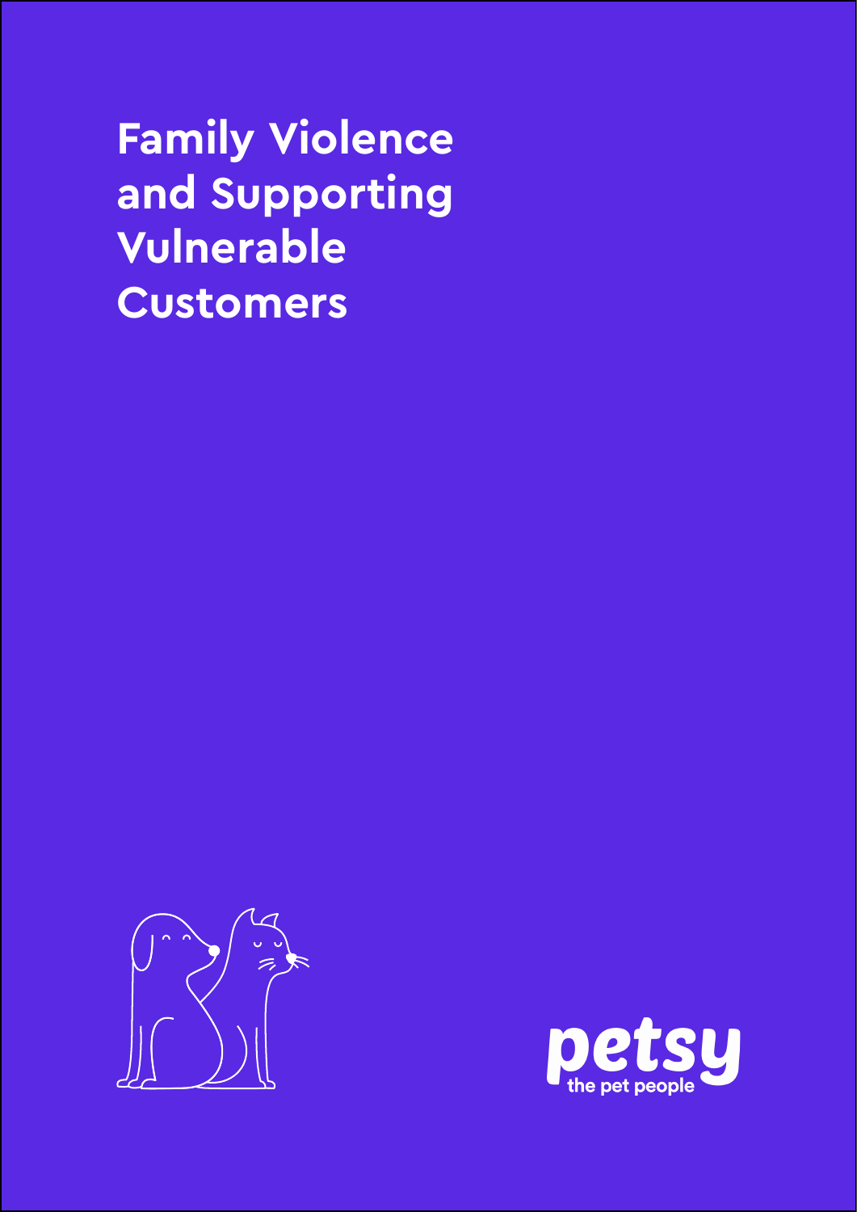# Family Violence and Supporting Vulnerable Customers

petsy
the pet people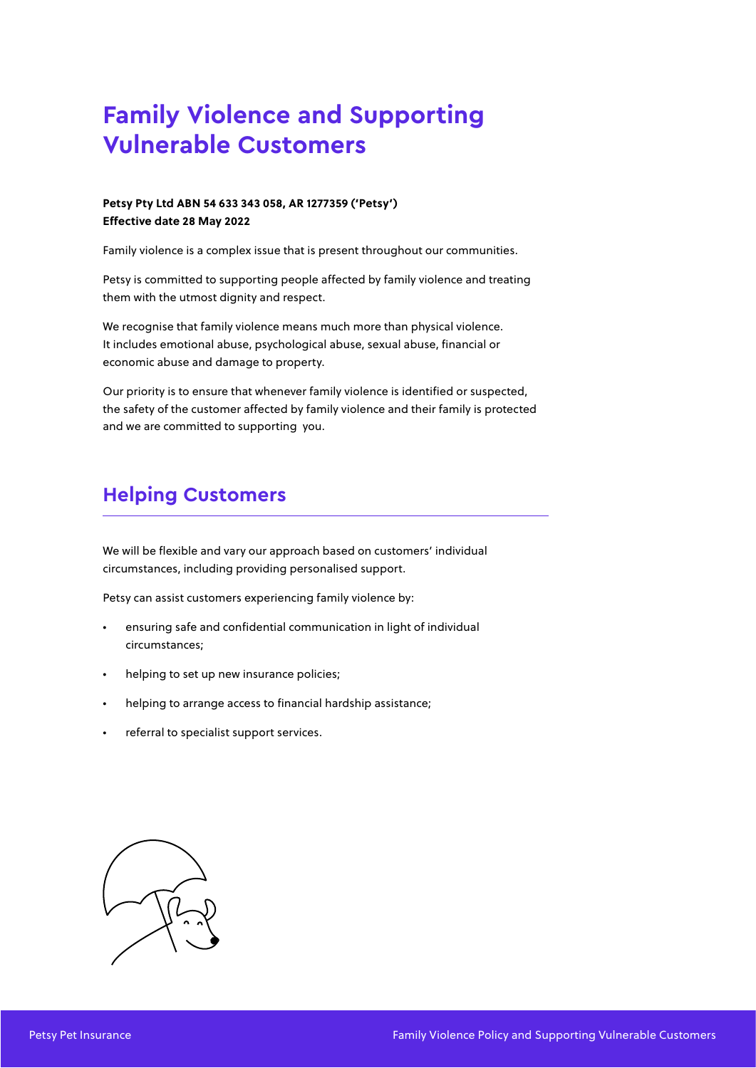# Family Violence and Supporting Vulnerable Customers

**Petsy Pty Ltd ABN 54 633 343 058, AR 1277359 ('Petsy')**
**Effective date 28 May 2022**

Family violence is a complex issue that is present throughout our communities.

Petsy is committed to supporting people affected by family violence and treating them with the utmost dignity and respect.

We recognise that family violence means much more than physical violence. It includes emotional abuse, psychological abuse, sexual abuse, financial or economic abuse and damage to property.

Our priority is to ensure that whenever family violence is identified or suspected, the safety of the customer affected by family violence and their family is protected and we are committed to supporting you.

## Helping Customers

We will be flexible and vary our approach based on customers' individual circumstances, including providing personalised support.

Petsy can assist customers experiencing family violence by:

- ensuring safe and confidential communication in light of individual circumstances;
- helping to set up new insurance policies;
- helping to arrange access to financial hardship assistance;
- referral to specialist support services.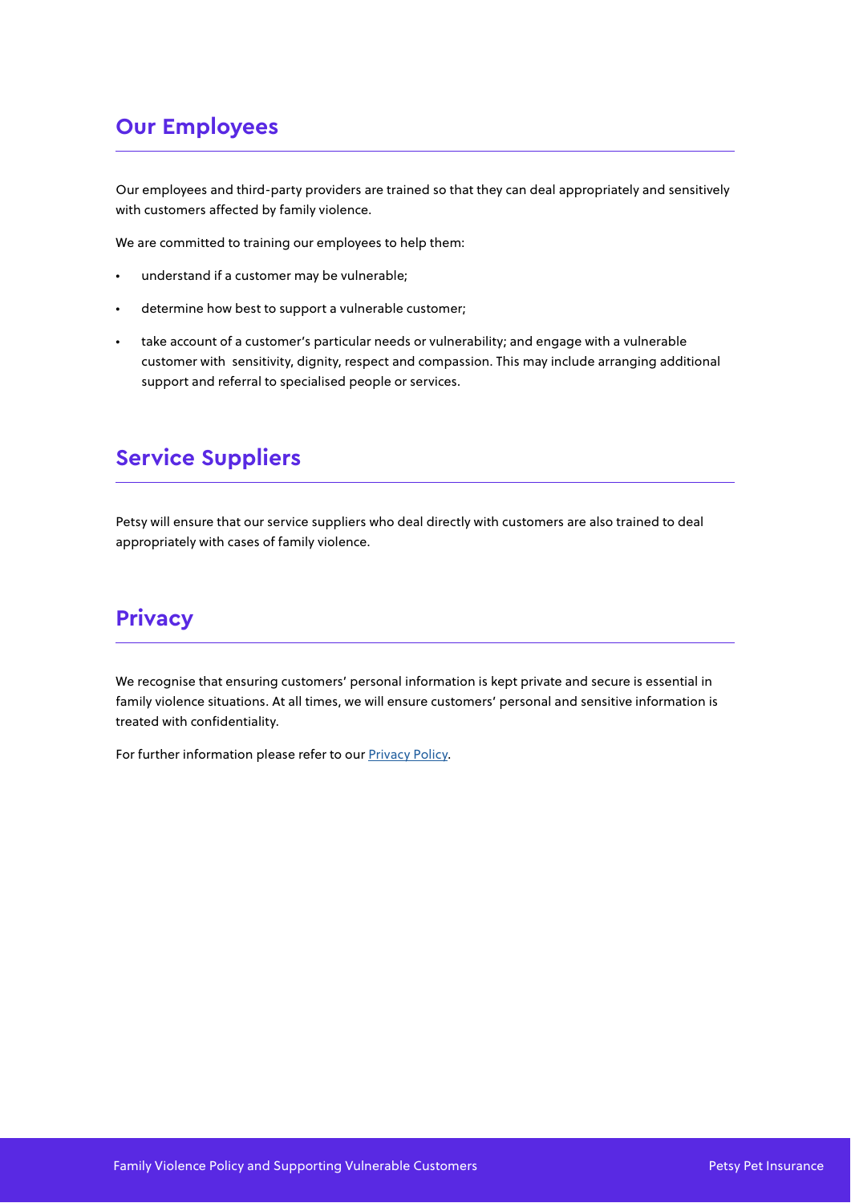## Our Employees

Our employees and third-party providers are trained so that they can deal appropriately and sensitively with customers affected by family violence.

We are committed to training our employees to help them:

- understand if a customer may be vulnerable;
- determine how best to support a vulnerable customer;
- take account of a customer's particular needs or vulnerability; and engage with a vulnerable customer with sensitivity, dignity, respect and compassion. This may include arranging additional support and referral to specialised people or services.

## Service Suppliers

Petsy will ensure that our service suppliers who deal directly with customers are also trained to deal appropriately with cases of family violence.

## Privacy

We recognise that ensuring customers' personal information is kept private and secure is essential in family violence situations. At all times, we will ensure customers' personal and sensitive information is treated with confidentiality.

For further information please refer to our Privacy Policy.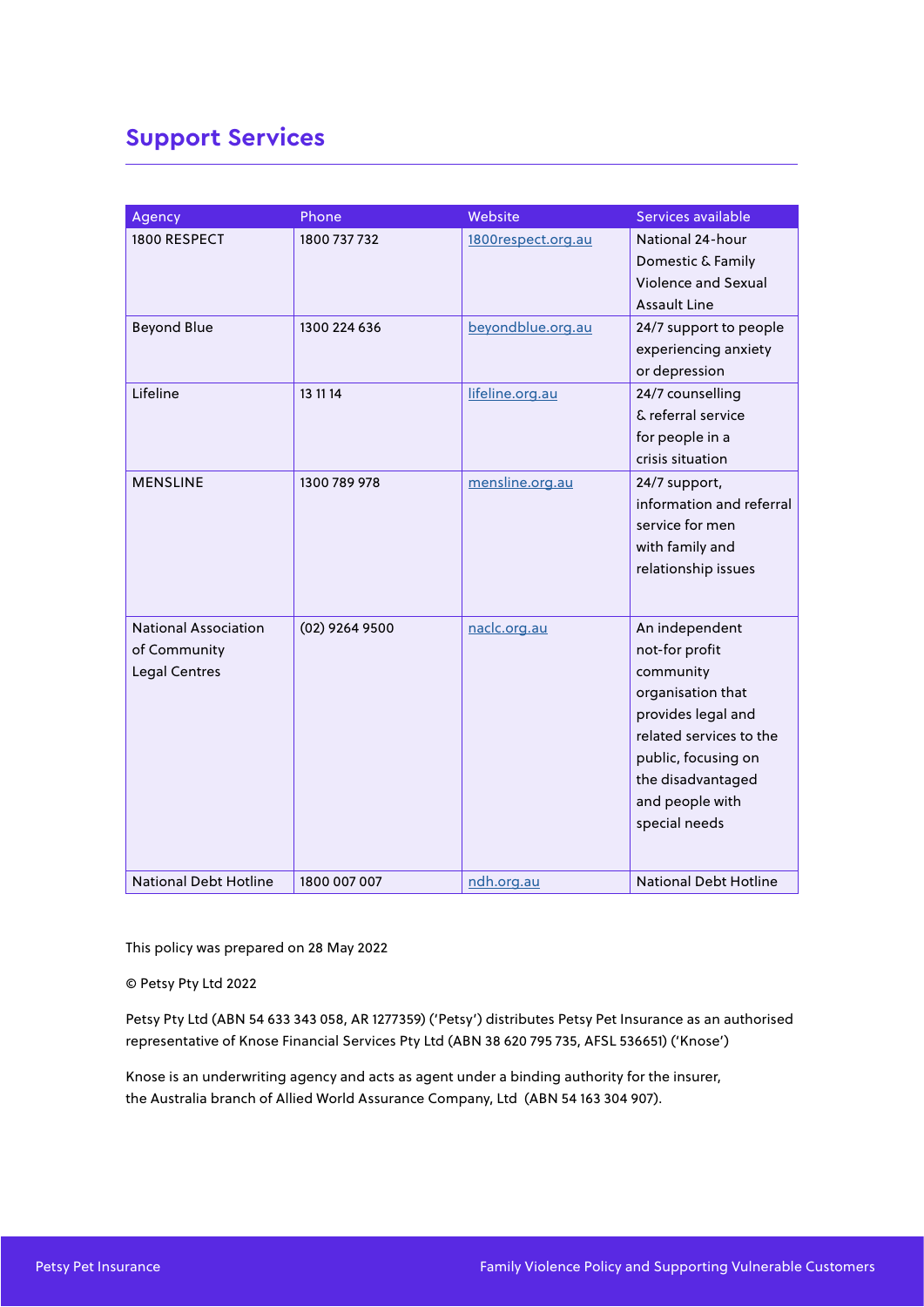## Support Services

| Agency | Phone | Website | Services available |
|---|---|---|---|
| 1800 RESPECT | 1800 737 732 | 1800respect.org.au | National 24-hour Domestic & Family Violence and Sexual Assault Line |
| Beyond Blue | 1300 224 636 | beyondblue.org.au | 24/7 support to people experiencing anxiety or depression |
| Lifeline | 13 11 14 | lifeline.org.au | 24/7 counselling & referral service for people in a crisis situation |
| MENSLINE | 1300 789 978 | mensline.org.au | 24/7 support, information and referral service for men with family and relationship issues |
| National Association of Community Legal Centres | (02) 9264 9500 | naclc.org.au | An independent not-for profit community organisation that provides legal and related services to the public, focusing on the disadvantaged and people with special needs |
| National Debt Hotline | 1800 007 007 | ndh.org.au | National Debt Hotline |

This policy was prepared on 28 May 2022

© Petsy Pty Ltd 2022

Petsy Pty Ltd (ABN 54 633 343 058, AR 1277359) ('Petsy') distributes Petsy Pet Insurance as an authorised representative of Knose Financial Services Pty Ltd (ABN 38 620 795 735, AFSL 536651) ('Knose')

Knose is an underwriting agency and acts as agent under a binding authority for the insurer, the Australia branch of Allied World Assurance Company, Ltd (ABN 54 163 304 907).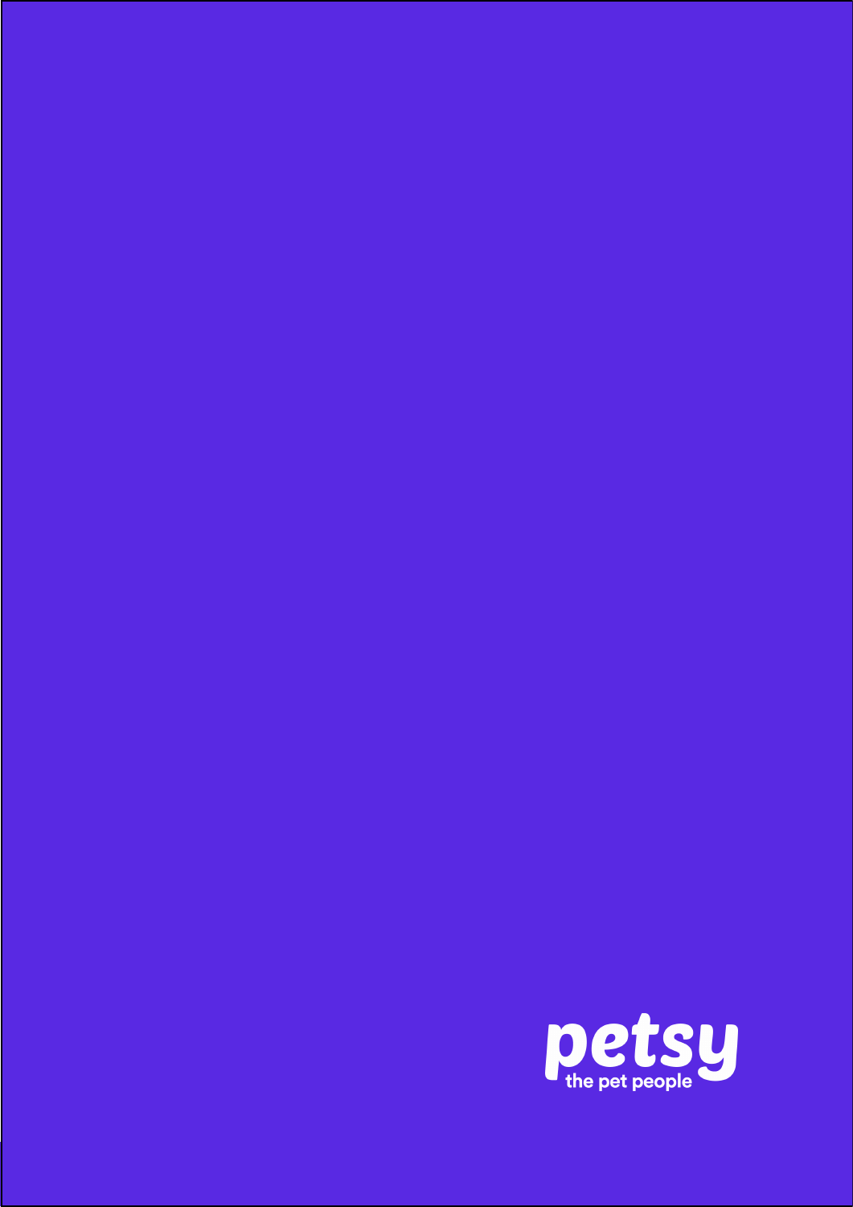petsy

the pet people